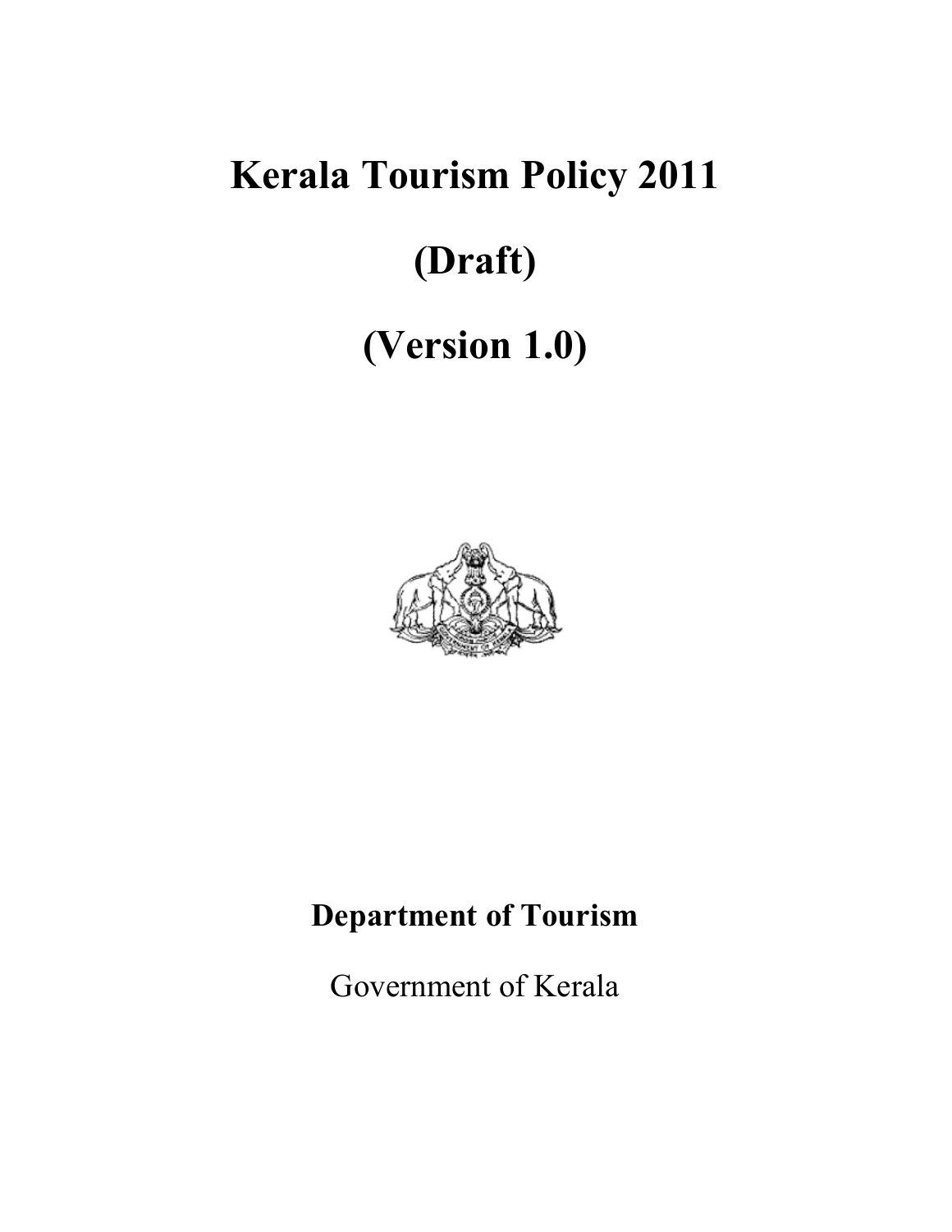# Kerala Tourism Policy 2011

# (Draft)

# (Version 1.0)

**Department of Tourism**

Government of Kerala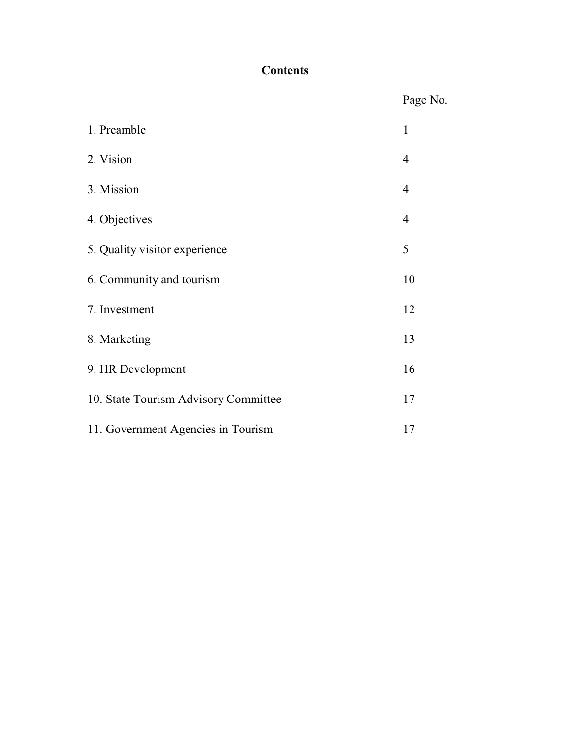## Contents

| | Page No. |
|---|---|
| 1. Preamble | 1 |
| 2. Vision | 4 |
| 3. Mission | 4 |
| 4. Objectives | 4 |
| 5. Quality visitor experience | 5 |
| 6. Community and tourism | 10 |
| 7. Investment | 12 |
| 8. Marketing | 13 |
| 9. HR Development | 16 |
| 10. State Tourism Advisory Committee | 17 |
| 11. Government Agencies in Tourism | 17 |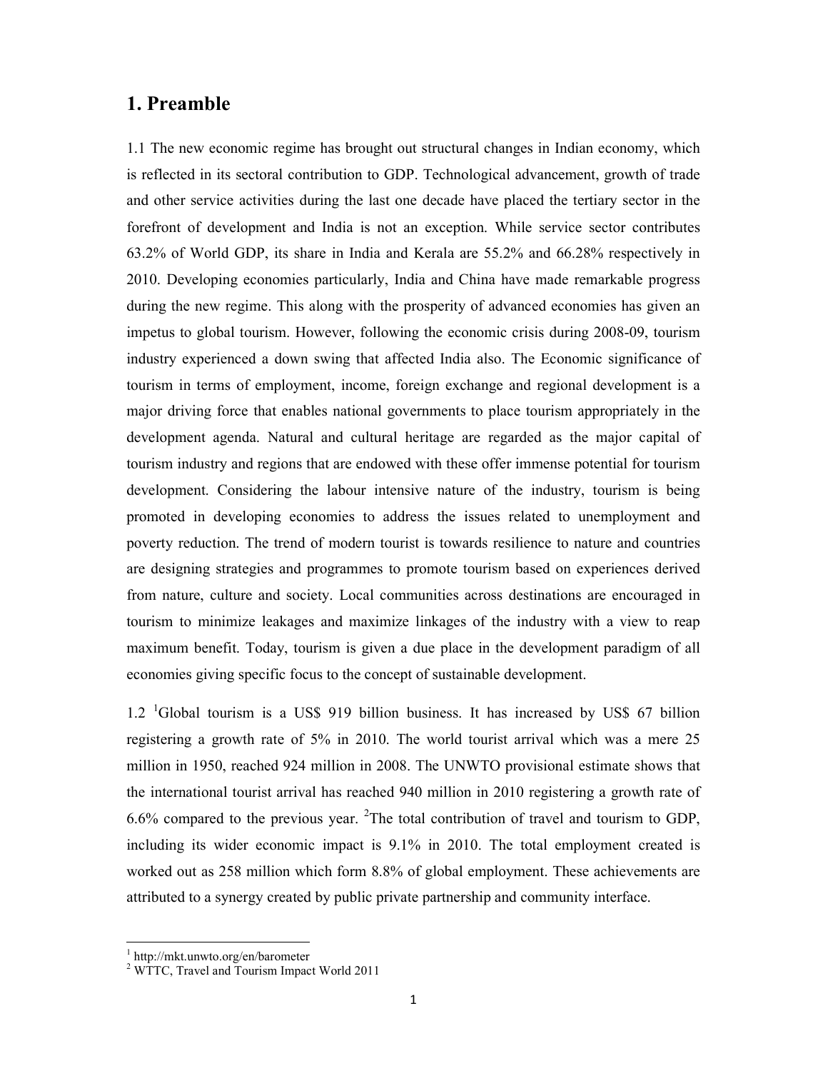# 1. Preamble

1.1 The new economic regime has brought out structural changes in Indian economy, which is reflected in its sectoral contribution to GDP. Technological advancement, growth of trade and other service activities during the last one decade have placed the tertiary sector in the forefront of development and India is not an exception. While service sector contributes 63.2% of World GDP, its share in India and Kerala are 55.2% and 66.28% respectively in 2010. Developing economies particularly, India and China have made remarkable progress during the new regime. This along with the prosperity of advanced economies has given an impetus to global tourism. However, following the economic crisis during 2008-09, tourism industry experienced a down swing that affected India also. The Economic significance of tourism in terms of employment, income, foreign exchange and regional development is a major driving force that enables national governments to place tourism appropriately in the development agenda. Natural and cultural heritage are regarded as the major capital of tourism industry and regions that are endowed with these offer immense potential for tourism development. Considering the labour intensive nature of the industry, tourism is being promoted in developing economies to address the issues related to unemployment and poverty reduction. The trend of modern tourist is towards resilience to nature and countries are designing strategies and programmes to promote tourism based on experiences derived from nature, culture and society. Local communities across destinations are encouraged in tourism to minimize leakages and maximize linkages of the industry with a view to reap maximum benefit. Today, tourism is given a due place in the development paradigm of all economies giving specific focus to the concept of sustainable development.

1.2 [1]Global tourism is a US$ 919 billion business. It has increased by US$ 67 billion registering a growth rate of 5% in 2010. The world tourist arrival which was a mere 25 million in 1950, reached 924 million in 2008. The UNWTO provisional estimate shows that the international tourist arrival has reached 940 million in 2010 registering a growth rate of 6.6% compared to the previous year. [2]The total contribution of travel and tourism to GDP, including its wider economic impact is 9.1% in 2010. The total employment created is worked out as 258 million which form 8.8% of global employment. These achievements are attributed to a synergy created by public private partnership and community interface.

[1] http://mkt.unwto.org/en/barometer

[2] WTTC, Travel and Tourism Impact World 2011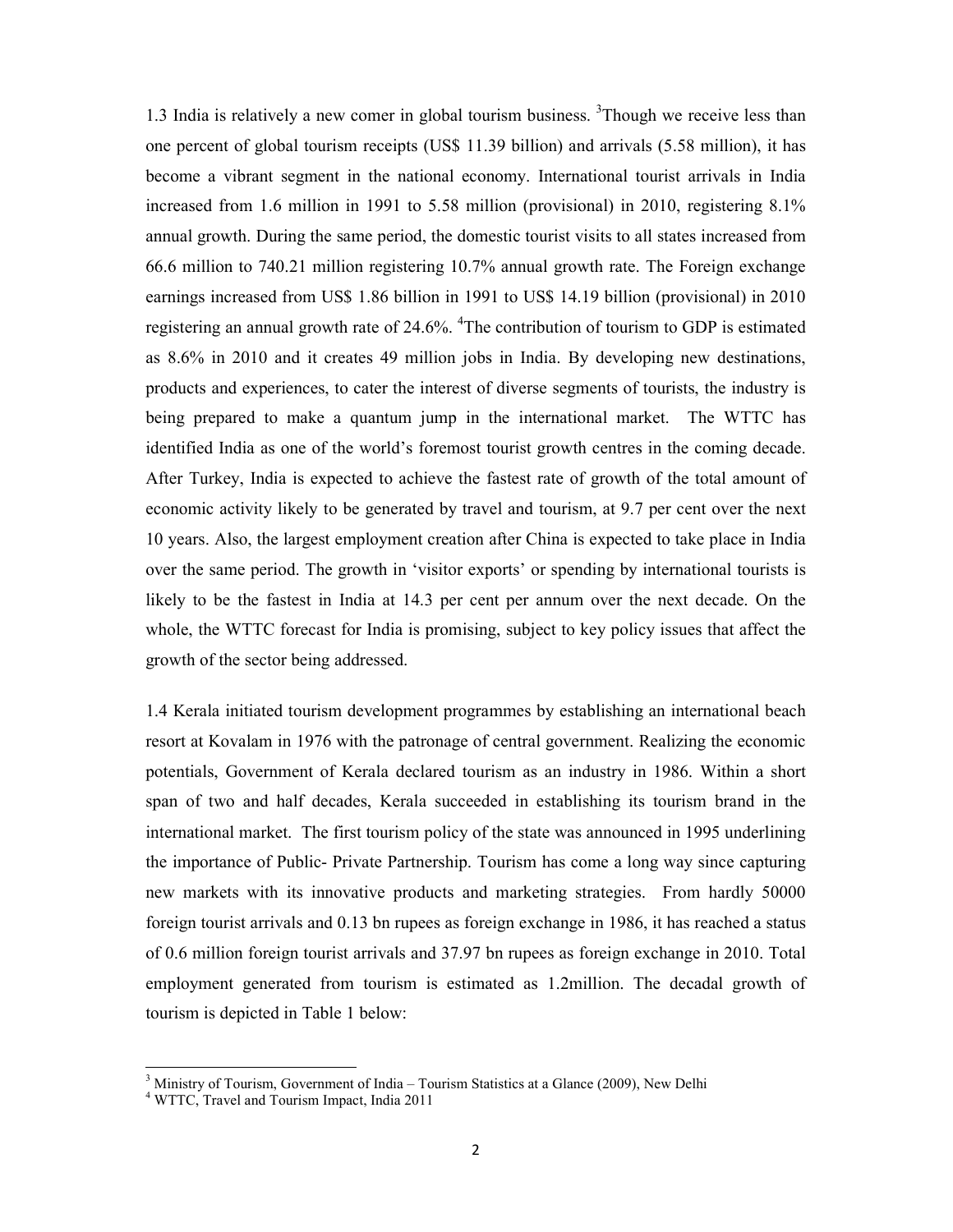1.3 India is relatively a new comer in global tourism business. [3]Though we receive less than one percent of global tourism receipts (US$ 11.39 billion) and arrivals (5.58 million), it has become a vibrant segment in the national economy. International tourist arrivals in India increased from 1.6 million in 1991 to 5.58 million (provisional) in 2010, registering 8.1% annual growth. During the same period, the domestic tourist visits to all states increased from 66.6 million to 740.21 million registering 10.7% annual growth rate. The Foreign exchange earnings increased from US$ 1.86 billion in 1991 to US$ 14.19 billion (provisional) in 2010 registering an annual growth rate of 24.6%. [4]The contribution of tourism to GDP is estimated as 8.6% in 2010 and it creates 49 million jobs in India. By developing new destinations, products and experiences, to cater the interest of diverse segments of tourists, the industry is being prepared to make a quantum jump in the international market. The WTTC has identified India as one of the world's foremost tourist growth centres in the coming decade. After Turkey, India is expected to achieve the fastest rate of growth of the total amount of economic activity likely to be generated by travel and tourism, at 9.7 per cent over the next 10 years. Also, the largest employment creation after China is expected to take place in India over the same period. The growth in 'visitor exports' or spending by international tourists is likely to be the fastest in India at 14.3 per cent per annum over the next decade. On the whole, the WTTC forecast for India is promising, subject to key policy issues that affect the growth of the sector being addressed.

1.4 Kerala initiated tourism development programmes by establishing an international beach resort at Kovalam in 1976 with the patronage of central government. Realizing the economic potentials, Government of Kerala declared tourism as an industry in 1986. Within a short span of two and half decades, Kerala succeeded in establishing its tourism brand in the international market. The first tourism policy of the state was announced in 1995 underlining the importance of Public- Private Partnership. Tourism has come a long way since capturing new markets with its innovative products and marketing strategies. From hardly 50000 foreign tourist arrivals and 0.13 bn rupees as foreign exchange in 1986, it has reached a status of 0.6 million foreign tourist arrivals and 37.97 bn rupees as foreign exchange in 2010. Total employment generated from tourism is estimated as 1.2million. The decadal growth of tourism is depicted in Table 1 below:

---

[3] Ministry of Tourism, Government of India – Tourism Statistics at a Glance (2009), New Delhi

[4] WTTC, Travel and Tourism Impact, India 2011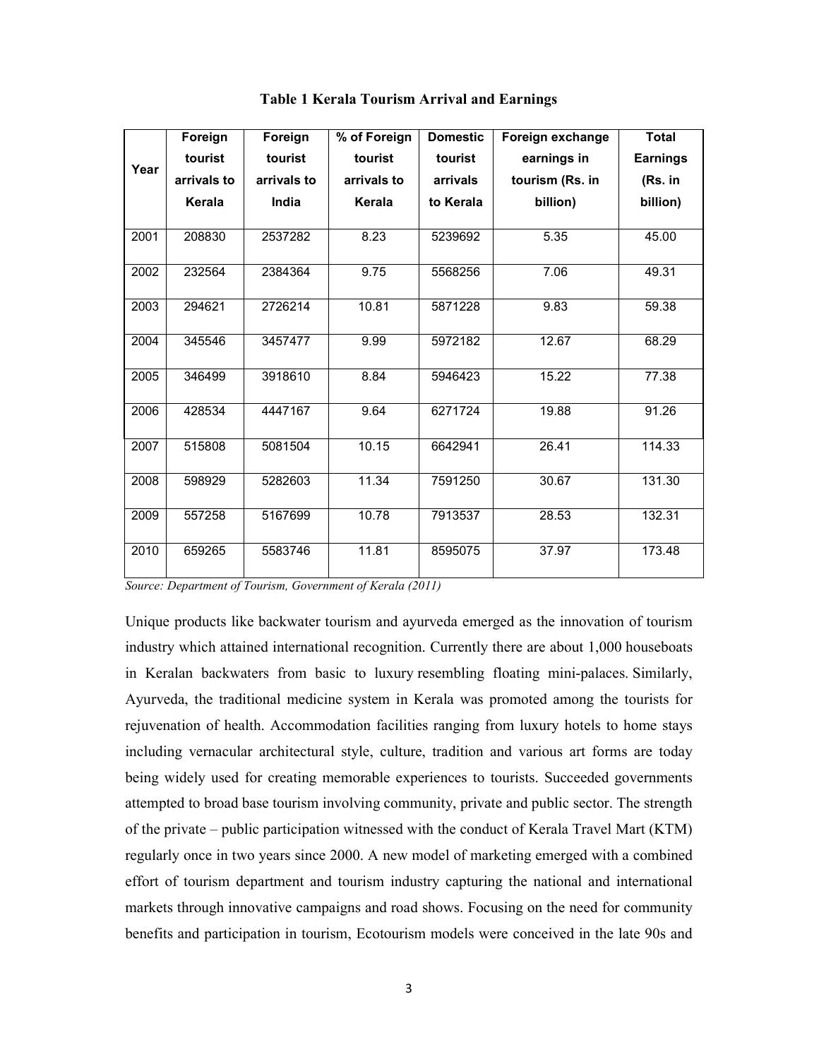**Table 1 Kerala Tourism Arrival and Earnings**

| Year | Foreign tourist arrivals to Kerala | Foreign tourist arrivals to India | % of Foreign tourist arrivals to Kerala | Domestic tourist arrivals to Kerala | Foreign exchange earnings in tourism (Rs. in billion) | Total Earnings (Rs. in billion) |
|---|---|---|---|---|---|---|
| 2001 | 208830 | 2537282 | 8.23 | 5239692 | 5.35 | 45.00 |
| 2002 | 232564 | 2384364 | 9.75 | 5568256 | 7.06 | 49.31 |
| 2003 | 294621 | 2726214 | 10.81 | 5871228 | 9.83 | 59.38 |
| 2004 | 345546 | 3457477 | 9.99 | 5972182 | 12.67 | 68.29 |
| 2005 | 346499 | 3918610 | 8.84 | 5946423 | 15.22 | 77.38 |
| 2006 | 428534 | 4447167 | 9.64 | 6271724 | 19.88 | 91.26 |
| 2007 | 515808 | 5081504 | 10.15 | 6642941 | 26.41 | 114.33 |
| 2008 | 598929 | 5282603 | 11.34 | 7591250 | 30.67 | 131.30 |
| 2009 | 557258 | 5167699 | 10.78 | 7913537 | 28.53 | 132.31 |
| 2010 | 659265 | 5583746 | 11.81 | 8595075 | 37.97 | 173.48 |

*Source: Department of Tourism, Government of Kerala (2011)*

Unique products like backwater tourism and ayurveda emerged as the innovation of tourism industry which attained international recognition. Currently there are about 1,000 houseboats in Keralan backwaters from basic to luxury resembling floating mini-palaces. Similarly, Ayurveda, the traditional medicine system in Kerala was promoted among the tourists for rejuvenation of health. Accommodation facilities ranging from luxury hotels to home stays including vernacular architectural style, culture, tradition and various art forms are today being widely used for creating memorable experiences to tourists. Succeeded governments attempted to broad base tourism involving community, private and public sector. The strength of the private – public participation witnessed with the conduct of Kerala Travel Mart (KTM) regularly once in two years since 2000. A new model of marketing emerged with a combined effort of tourism department and tourism industry capturing the national and international markets through innovative campaigns and road shows. Focusing on the need for community benefits and participation in tourism, Ecotourism models were conceived in the late 90s and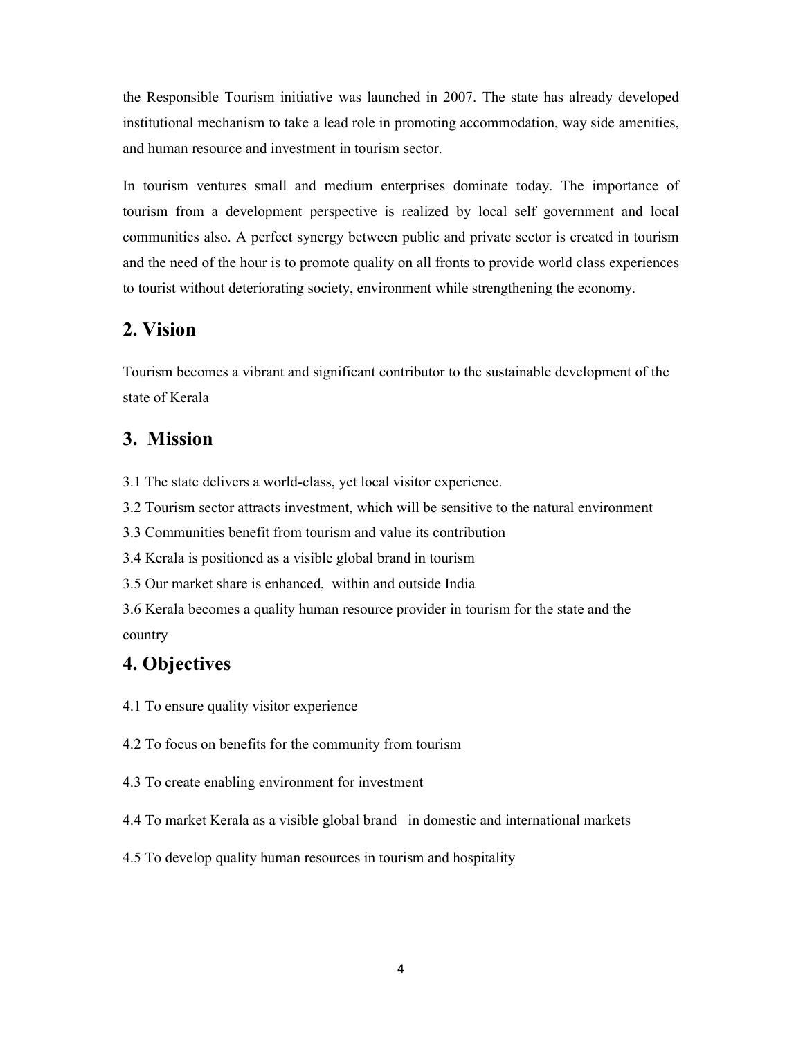the Responsible Tourism initiative was launched in 2007. The state has already developed institutional mechanism to take a lead role in promoting accommodation, way side amenities, and human resource and investment in tourism sector.

In tourism ventures small and medium enterprises dominate today. The importance of tourism from a development perspective is realized by local self government and local communities also. A perfect synergy between public and private sector is created in tourism and the need of the hour is to promote quality on all fronts to provide world class experiences to tourist without deteriorating society, environment while strengthening the economy.

## 2. Vision

Tourism becomes a vibrant and significant contributor to the sustainable development of the state of Kerala

## 3. Mission

3.1 The state delivers a world-class, yet local visitor experience.

3.2 Tourism sector attracts investment, which will be sensitive to the natural environment

3.3 Communities benefit from tourism and value its contribution

3.4 Kerala is positioned as a visible global brand in tourism

3.5 Our market share is enhanced, within and outside India

3.6 Kerala becomes a quality human resource provider in tourism for the state and the country

## 4. Objectives

4.1 To ensure quality visitor experience

4.2 To focus on benefits for the community from tourism

4.3 To create enabling environment for investment

4.4 To market Kerala as a visible global brand in domestic and international markets

4.5 To develop quality human resources in tourism and hospitality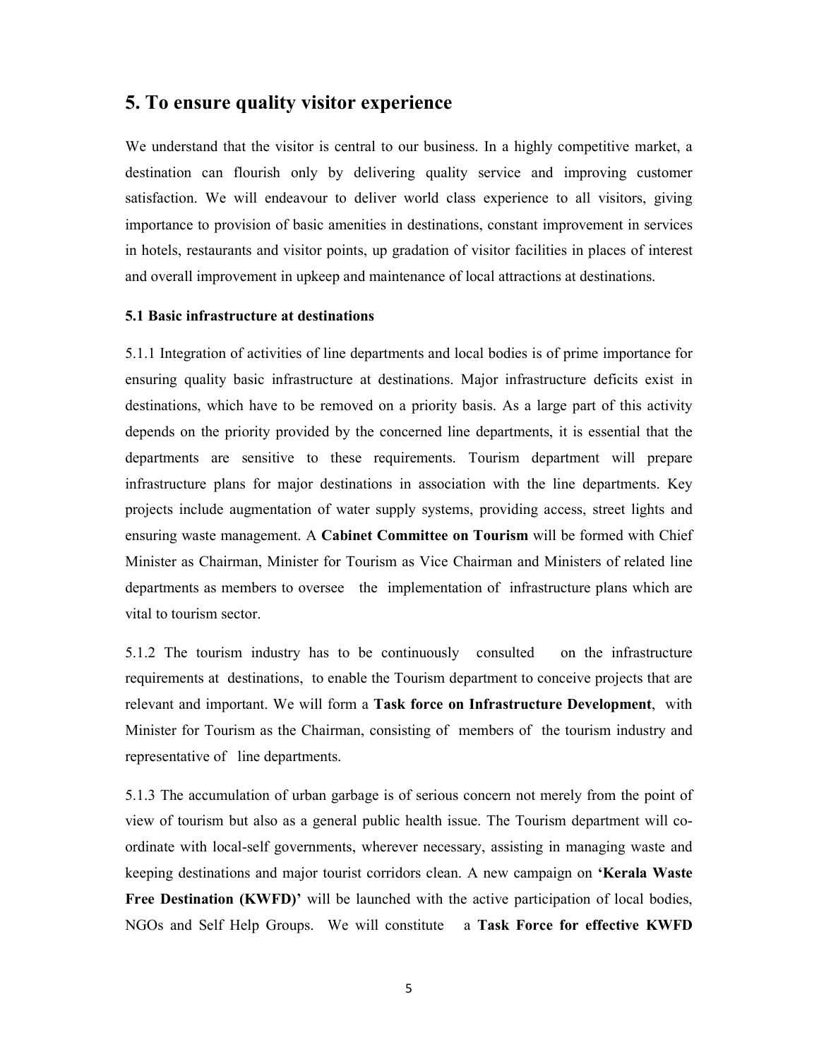## 5. To ensure quality visitor experience

We understand that the visitor is central to our business. In a highly competitive market, a destination can flourish only by delivering quality service and improving customer satisfaction. We will endeavour to deliver world class experience to all visitors, giving importance to provision of basic amenities in destinations, constant improvement in services in hotels, restaurants and visitor points, up gradation of visitor facilities in places of interest and overall improvement in upkeep and maintenance of local attractions at destinations.

### 5.1 Basic infrastructure at destinations

5.1.1 Integration of activities of line departments and local bodies is of prime importance for ensuring quality basic infrastructure at destinations. Major infrastructure deficits exist in destinations, which have to be removed on a priority basis. As a large part of this activity depends on the priority provided by the concerned line departments, it is essential that the departments are sensitive to these requirements. Tourism department will prepare infrastructure plans for major destinations in association with the line departments. Key projects include augmentation of water supply systems, providing access, street lights and ensuring waste management. A **Cabinet Committee on Tourism** will be formed with Chief Minister as Chairman, Minister for Tourism as Vice Chairman and Ministers of related line departments as members to oversee the implementation of infrastructure plans which are vital to tourism sector.

5.1.2 The tourism industry has to be continuously consulted on the infrastructure requirements at destinations, to enable the Tourism department to conceive projects that are relevant and important. We will form a **Task force on Infrastructure Development**, with Minister for Tourism as the Chairman, consisting of members of the tourism industry and representative of line departments.

5.1.3 The accumulation of urban garbage is of serious concern not merely from the point of view of tourism but also as a general public health issue. The Tourism department will co-ordinate with local-self governments, wherever necessary, assisting in managing waste and keeping destinations and major tourist corridors clean. A new campaign on **'Kerala Waste Free Destination (KWFD)'** will be launched with the active participation of local bodies, NGOs and Self Help Groups. We will constitute a **Task Force for effective KWFD**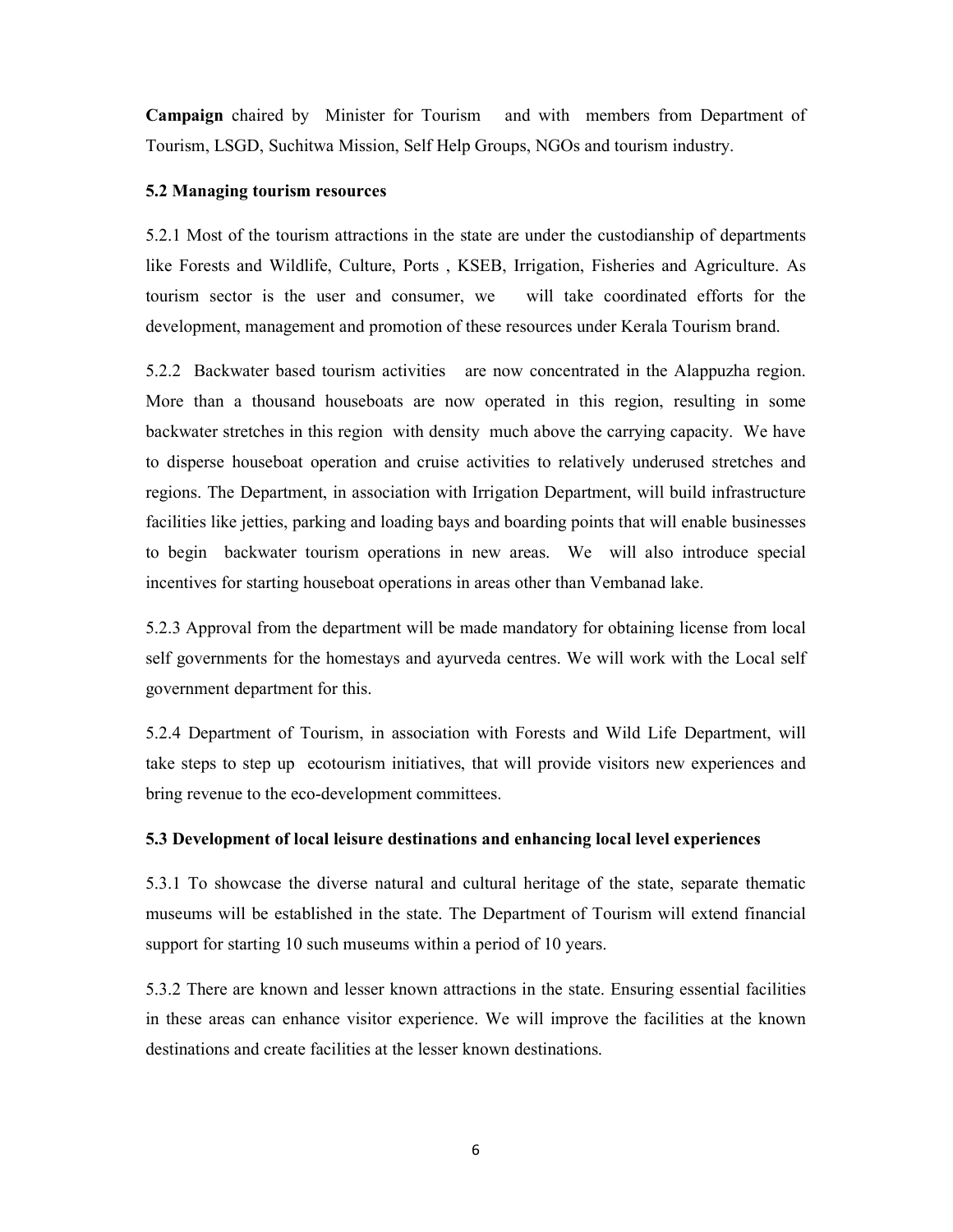**Campaign** chaired by Minister for Tourism and with members from Department of Tourism, LSGD, Suchitwa Mission, Self Help Groups, NGOs and tourism industry.

**5.2 Managing tourism resources**

5.2.1 Most of the tourism attractions in the state are under the custodianship of departments like Forests and Wildlife, Culture, Ports , KSEB, Irrigation, Fisheries and Agriculture. As tourism sector is the user and consumer, we will take coordinated efforts for the development, management and promotion of these resources under Kerala Tourism brand.

5.2.2 Backwater based tourism activities are now concentrated in the Alappuzha region. More than a thousand houseboats are now operated in this region, resulting in some backwater stretches in this region with density much above the carrying capacity. We have to disperse houseboat operation and cruise activities to relatively underused stretches and regions. The Department, in association with Irrigation Department, will build infrastructure facilities like jetties, parking and loading bays and boarding points that will enable businesses to begin backwater tourism operations in new areas. We will also introduce special incentives for starting houseboat operations in areas other than Vembanad lake.

5.2.3 Approval from the department will be made mandatory for obtaining license from local self governments for the homestays and ayurveda centres. We will work with the Local self government department for this.

5.2.4 Department of Tourism, in association with Forests and Wild Life Department, will take steps to step up ecotourism initiatives, that will provide visitors new experiences and bring revenue to the eco-development committees.

**5.3 Development of local leisure destinations and enhancing local level experiences**

5.3.1 To showcase the diverse natural and cultural heritage of the state, separate thematic museums will be established in the state. The Department of Tourism will extend financial support for starting 10 such museums within a period of 10 years.

5.3.2 There are known and lesser known attractions in the state. Ensuring essential facilities in these areas can enhance visitor experience. We will improve the facilities at the known destinations and create facilities at the lesser known destinations.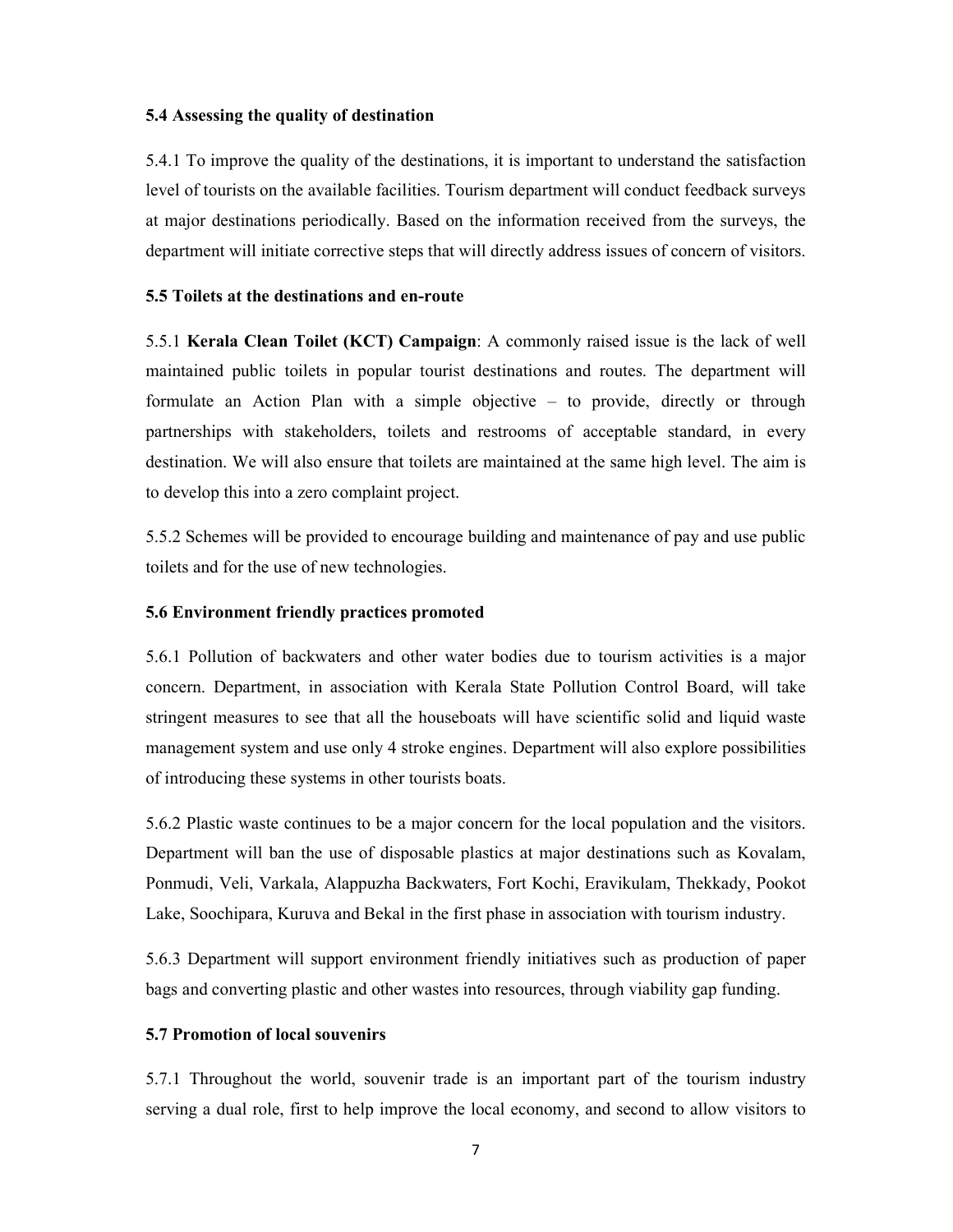### 5.4 Assessing the quality of destination

5.4.1 To improve the quality of the destinations, it is important to understand the satisfaction level of tourists on the available facilities. Tourism department will conduct feedback surveys at major destinations periodically. Based on the information received from the surveys, the department will initiate corrective steps that will directly address issues of concern of visitors.

### 5.5 Toilets at the destinations and en-route

5.5.1 **Kerala Clean Toilet (KCT) Campaign**: A commonly raised issue is the lack of well maintained public toilets in popular tourist destinations and routes. The department will formulate an Action Plan with a simple objective – to provide, directly or through partnerships with stakeholders, toilets and restrooms of acceptable standard, in every destination. We will also ensure that toilets are maintained at the same high level. The aim is to develop this into a zero complaint project.

5.5.2 Schemes will be provided to encourage building and maintenance of pay and use public toilets and for the use of new technologies.

### 5.6 Environment friendly practices promoted

5.6.1 Pollution of backwaters and other water bodies due to tourism activities is a major concern. Department, in association with Kerala State Pollution Control Board, will take stringent measures to see that all the houseboats will have scientific solid and liquid waste management system and use only 4 stroke engines. Department will also explore possibilities of introducing these systems in other tourists boats.

5.6.2 Plastic waste continues to be a major concern for the local population and the visitors. Department will ban the use of disposable plastics at major destinations such as Kovalam, Ponmudi, Veli, Varkala, Alappuzha Backwaters, Fort Kochi, Eravikulam, Thekkady, Pookot Lake, Soochipara, Kuruva and Bekal in the first phase in association with tourism industry.

5.6.3 Department will support environment friendly initiatives such as production of paper bags and converting plastic and other wastes into resources, through viability gap funding.

### 5.7 Promotion of local souvenirs

5.7.1 Throughout the world, souvenir trade is an important part of the tourism industry serving a dual role, first to help improve the local economy, and second to allow visitors to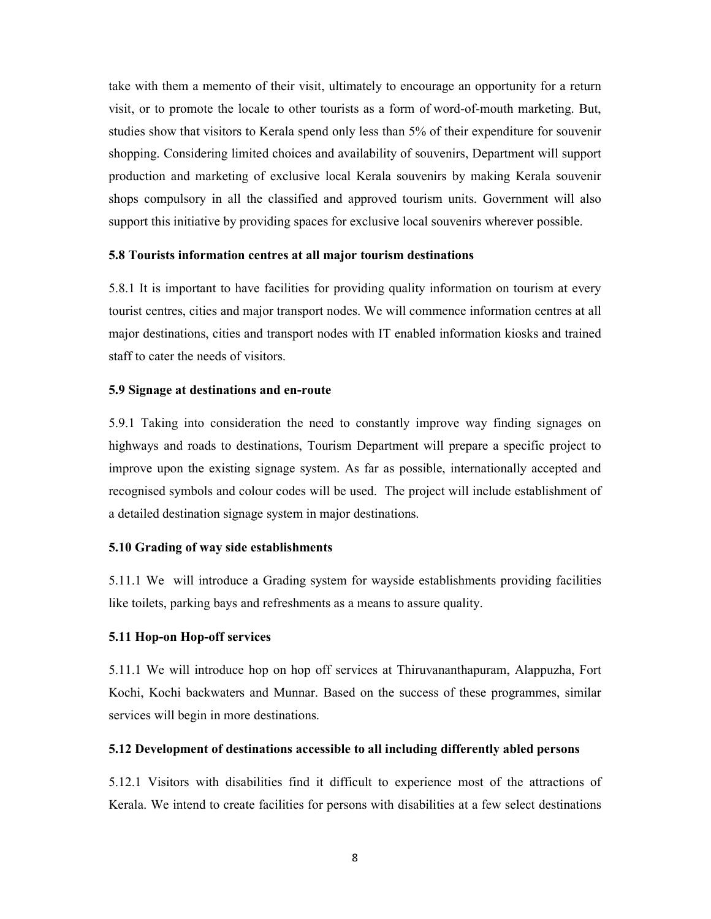take with them a memento of their visit, ultimately to encourage an opportunity for a return visit, or to promote the locale to other tourists as a form of word-of-mouth marketing. But, studies show that visitors to Kerala spend only less than 5% of their expenditure for souvenir shopping. Considering limited choices and availability of souvenirs, Department will support production and marketing of exclusive local Kerala souvenirs by making Kerala souvenir shops compulsory in all the classified and approved tourism units. Government will also support this initiative by providing spaces for exclusive local souvenirs wherever possible.

### 5.8 Tourists information centres at all major tourism destinations

5.8.1 It is important to have facilities for providing quality information on tourism at every tourist centres, cities and major transport nodes. We will commence information centres at all major destinations, cities and transport nodes with IT enabled information kiosks and trained staff to cater the needs of visitors.

### 5.9 Signage at destinations and en-route

5.9.1 Taking into consideration the need to constantly improve way finding signages on highways and roads to destinations, Tourism Department will prepare a specific project to improve upon the existing signage system. As far as possible, internationally accepted and recognised symbols and colour codes will be used. The project will include establishment of a detailed destination signage system in major destinations.

### 5.10 Grading of way side establishments

5.11.1 We will introduce a Grading system for wayside establishments providing facilities like toilets, parking bays and refreshments as a means to assure quality.

### 5.11 Hop-on Hop-off services

5.11.1 We will introduce hop on hop off services at Thiruvananthapuram, Alappuzha, Fort Kochi, Kochi backwaters and Munnar. Based on the success of these programmes, similar services will begin in more destinations.

### 5.12 Development of destinations accessible to all including differently abled persons

5.12.1 Visitors with disabilities find it difficult to experience most of the attractions of Kerala. We intend to create facilities for persons with disabilities at a few select destinations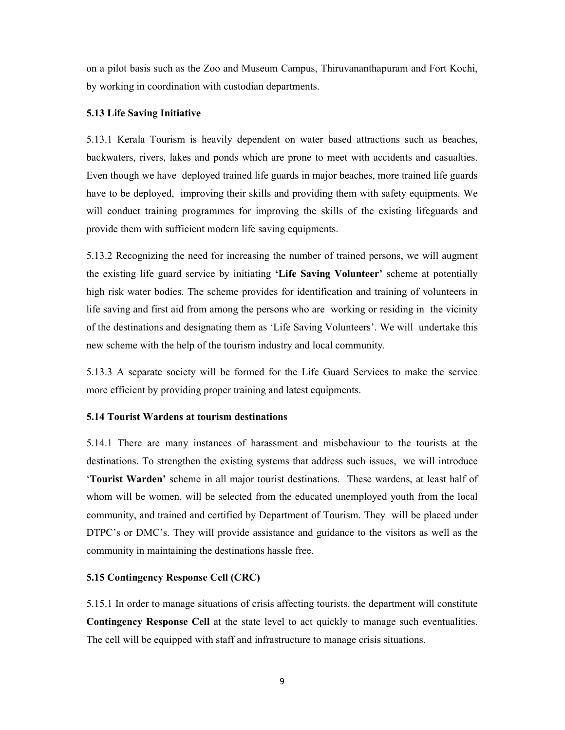on a pilot basis such as the Zoo and Museum Campus, Thiruvananthapuram and Fort Kochi, by working in coordination with custodian departments.

### 5.13 Life Saving Initiative

5.13.1 Kerala Tourism is heavily dependent on water based attractions such as beaches, backwaters, rivers, lakes and ponds which are prone to meet with accidents and casualties. Even though we have deployed trained life guards in major beaches, more trained life guards have to be deployed, improving their skills and providing them with safety equipments. We will conduct training programmes for improving the skills of the existing lifeguards and provide them with sufficient modern life saving equipments.

5.13.2 Recognizing the need for increasing the number of trained persons, we will augment the existing life guard service by initiating **'Life Saving Volunteer'** scheme at potentially high risk water bodies. The scheme provides for identification and training of volunteers in life saving and first aid from among the persons who are working or residing in the vicinity of the destinations and designating them as 'Life Saving Volunteers'. We will undertake this new scheme with the help of the tourism industry and local community.

5.13.3 A separate society will be formed for the Life Guard Services to make the service more efficient by providing proper training and latest equipments.

### 5.14 Tourist Wardens at tourism destinations

5.14.1 There are many instances of harassment and misbehaviour to the tourists at the destinations. To strengthen the existing systems that address such issues, we will introduce '**Tourist Warden'** scheme in all major tourist destinations. These wardens, at least half of whom will be women, will be selected from the educated unemployed youth from the local community, and trained and certified by Department of Tourism. They will be placed under DTPC's or DMC's. They will provide assistance and guidance to the visitors as well as the community in maintaining the destinations hassle free.

### 5.15 Contingency Response Cell (CRC)

5.15.1 In order to manage situations of crisis affecting tourists, the department will constitute **Contingency Response Cell** at the state level to act quickly to manage such eventualities. The cell will be equipped with staff and infrastructure to manage crisis situations.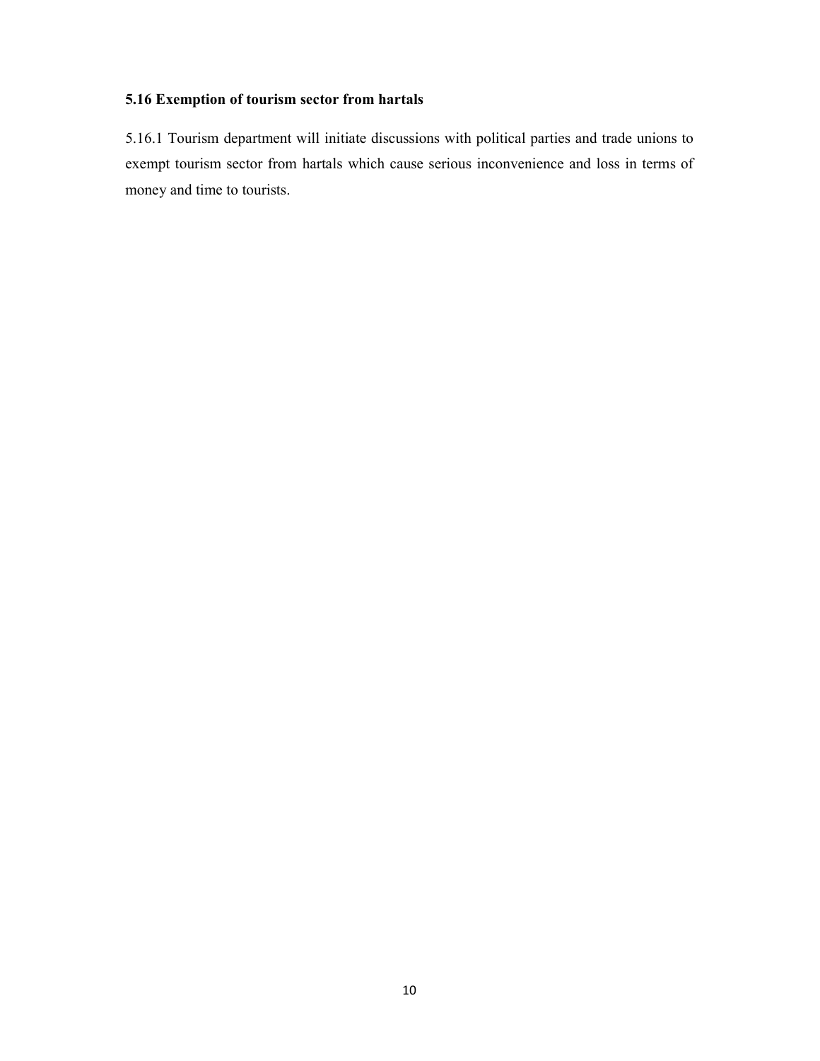### 5.16 Exemption of tourism sector from hartals

5.16.1 Tourism department will initiate discussions with political parties and trade unions to exempt tourism sector from hartals which cause serious inconvenience and loss in terms of money and time to tourists.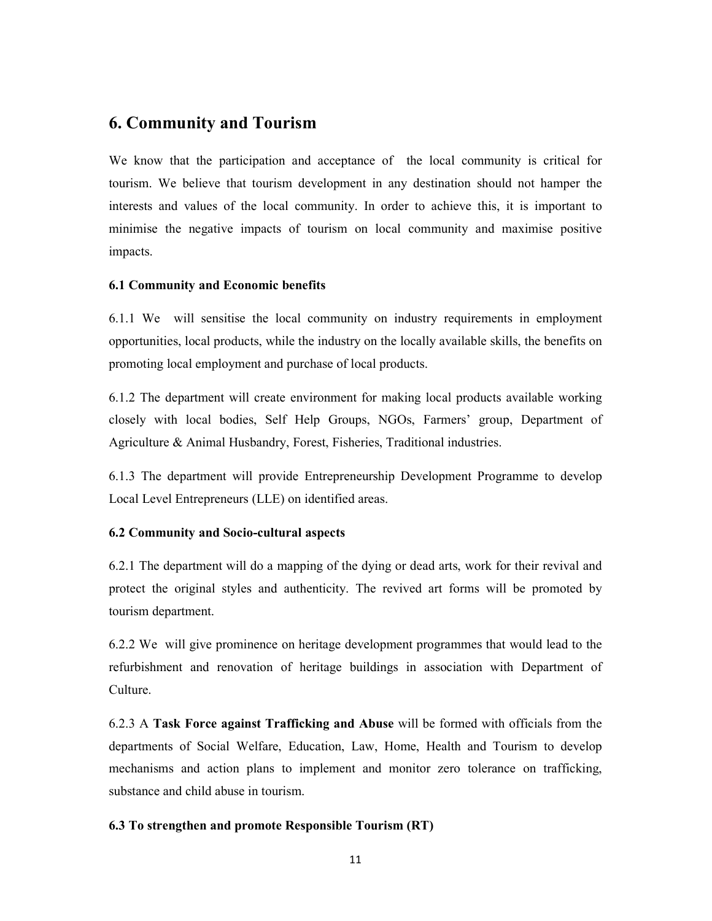## 6. Community and Tourism

We know that the participation and acceptance of the local community is critical for tourism. We believe that tourism development in any destination should not hamper the interests and values of the local community. In order to achieve this, it is important to minimise the negative impacts of tourism on local community and maximise positive impacts.

### 6.1 Community and Economic benefits

6.1.1 We will sensitise the local community on industry requirements in employment opportunities, local products, while the industry on the locally available skills, the benefits on promoting local employment and purchase of local products.

6.1.2 The department will create environment for making local products available working closely with local bodies, Self Help Groups, NGOs, Farmers' group, Department of Agriculture & Animal Husbandry, Forest, Fisheries, Traditional industries.

6.1.3 The department will provide Entrepreneurship Development Programme to develop Local Level Entrepreneurs (LLE) on identified areas.

### 6.2 Community and Socio-cultural aspects

6.2.1 The department will do a mapping of the dying or dead arts, work for their revival and protect the original styles and authenticity. The revived art forms will be promoted by tourism department.

6.2.2 We will give prominence on heritage development programmes that would lead to the refurbishment and renovation of heritage buildings in association with Department of Culture.

6.2.3 A **Task Force against Trafficking and Abuse** will be formed with officials from the departments of Social Welfare, Education, Law, Home, Health and Tourism to develop mechanisms and action plans to implement and monitor zero tolerance on trafficking, substance and child abuse in tourism.

### 6.3 To strengthen and promote Responsible Tourism (RT)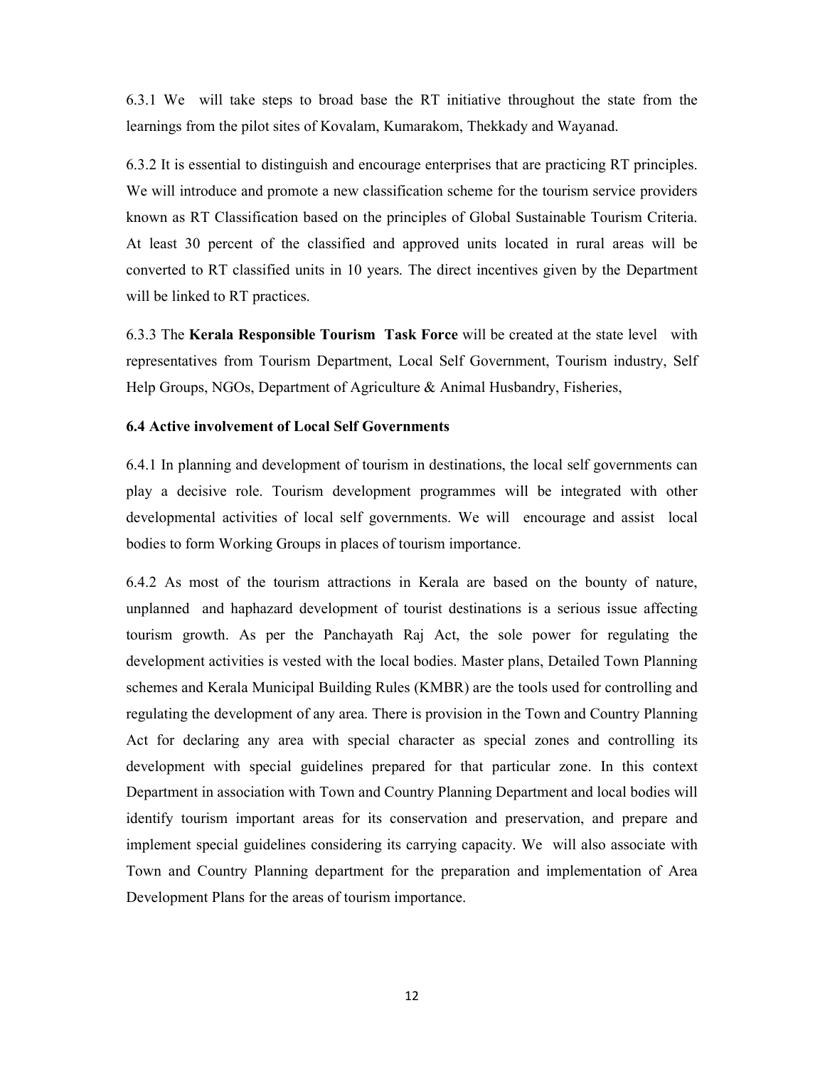6.3.1 We will take steps to broad base the RT initiative throughout the state from the learnings from the pilot sites of Kovalam, Kumarakom, Thekkady and Wayanad.

6.3.2 It is essential to distinguish and encourage enterprises that are practicing RT principles. We will introduce and promote a new classification scheme for the tourism service providers known as RT Classification based on the principles of Global Sustainable Tourism Criteria. At least 30 percent of the classified and approved units located in rural areas will be converted to RT classified units in 10 years. The direct incentives given by the Department will be linked to RT practices.

6.3.3 The **Kerala Responsible Tourism Task Force** will be created at the state level with representatives from Tourism Department, Local Self Government, Tourism industry, Self Help Groups, NGOs, Department of Agriculture & Animal Husbandry, Fisheries,

**6.4 Active involvement of Local Self Governments**

6.4.1 In planning and development of tourism in destinations, the local self governments can play a decisive role. Tourism development programmes will be integrated with other developmental activities of local self governments. We will encourage and assist local bodies to form Working Groups in places of tourism importance.

6.4.2 As most of the tourism attractions in Kerala are based on the bounty of nature, unplanned and haphazard development of tourist destinations is a serious issue affecting tourism growth. As per the Panchayath Raj Act, the sole power for regulating the development activities is vested with the local bodies. Master plans, Detailed Town Planning schemes and Kerala Municipal Building Rules (KMBR) are the tools used for controlling and regulating the development of any area. There is provision in the Town and Country Planning Act for declaring any area with special character as special zones and controlling its development with special guidelines prepared for that particular zone. In this context Department in association with Town and Country Planning Department and local bodies will identify tourism important areas for its conservation and preservation, and prepare and implement special guidelines considering its carrying capacity. We will also associate with Town and Country Planning department for the preparation and implementation of Area Development Plans for the areas of tourism importance.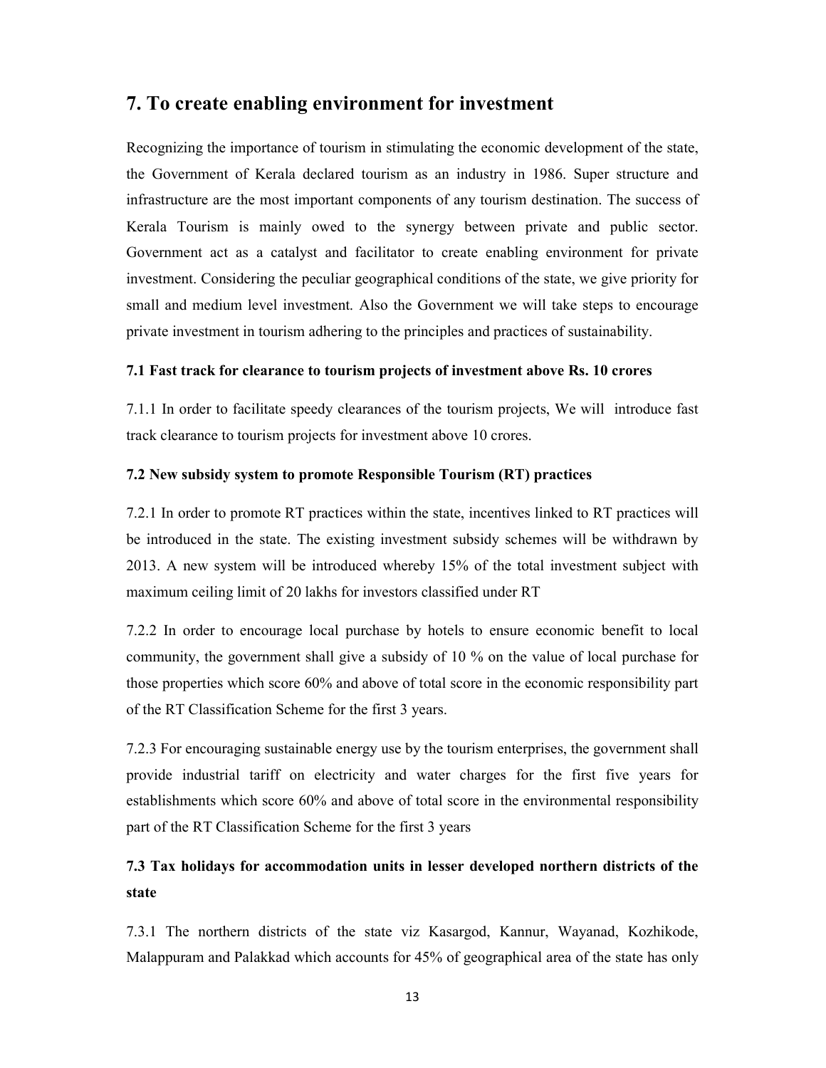## 7. To create enabling environment for investment

Recognizing the importance of tourism in stimulating the economic development of the state, the Government of Kerala declared tourism as an industry in 1986. Super structure and infrastructure are the most important components of any tourism destination. The success of Kerala Tourism is mainly owed to the synergy between private and public sector. Government act as a catalyst and facilitator to create enabling environment for private investment. Considering the peculiar geographical conditions of the state, we give priority for small and medium level investment. Also the Government we will take steps to encourage private investment in tourism adhering to the principles and practices of sustainability.

#### 7.1 Fast track for clearance to tourism projects of investment above Rs. 10 crores

7.1.1 In order to facilitate speedy clearances of the tourism projects, We will introduce fast track clearance to tourism projects for investment above 10 crores.

#### 7.2 New subsidy system to promote Responsible Tourism (RT) practices

7.2.1 In order to promote RT practices within the state, incentives linked to RT practices will be introduced in the state. The existing investment subsidy schemes will be withdrawn by 2013. A new system will be introduced whereby 15% of the total investment subject with maximum ceiling limit of 20 lakhs for investors classified under RT

7.2.2 In order to encourage local purchase by hotels to ensure economic benefit to local community, the government shall give a subsidy of 10 % on the value of local purchase for those properties which score 60% and above of total score in the economic responsibility part of the RT Classification Scheme for the first 3 years.

7.2.3 For encouraging sustainable energy use by the tourism enterprises, the government shall provide industrial tariff on electricity and water charges for the first five years for establishments which score 60% and above of total score in the environmental responsibility part of the RT Classification Scheme for the first 3 years

### 7.3 Tax holidays for accommodation units in lesser developed northern districts of the state

7.3.1 The northern districts of the state viz Kasargod, Kannur, Wayanad, Kozhikode, Malappuram and Palakkad which accounts for 45% of geographical area of the state has only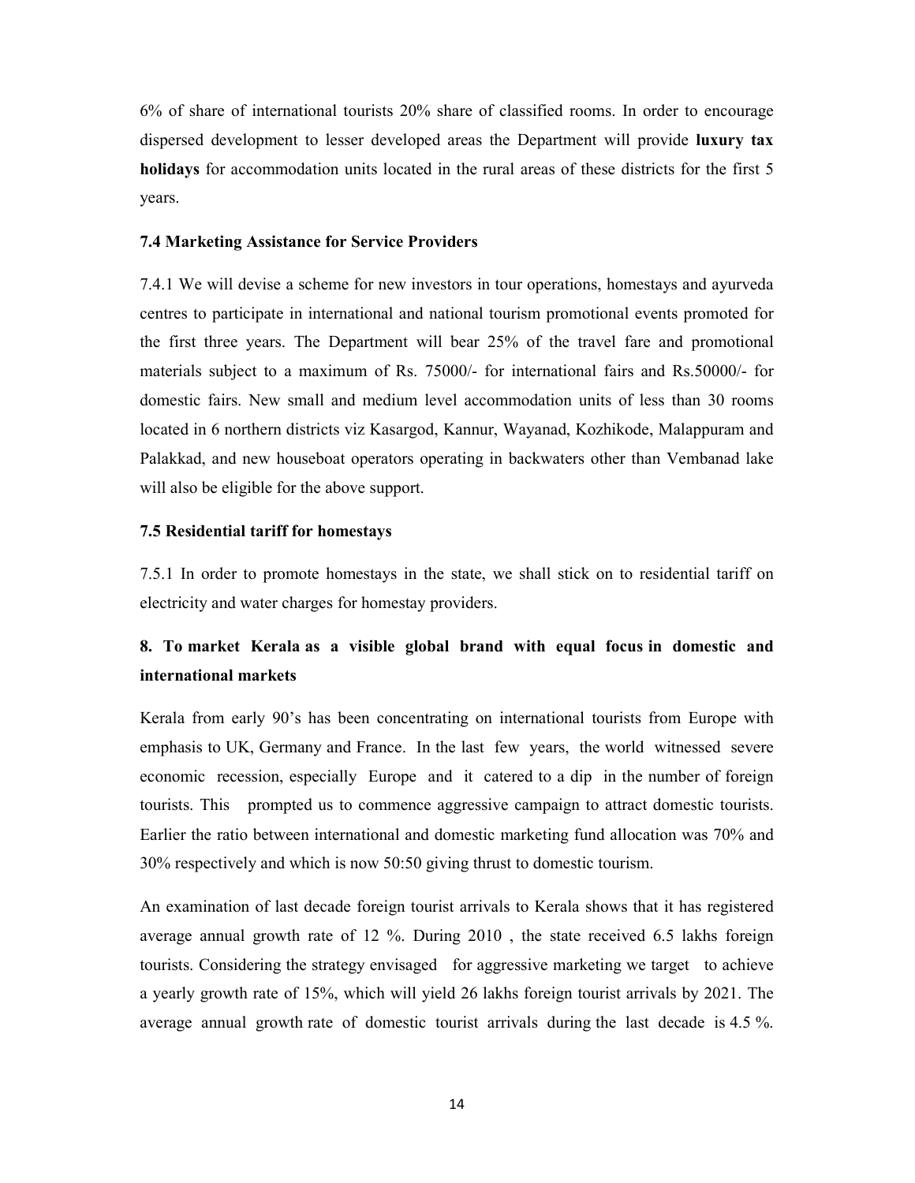6% of share of international tourists 20% share of classified rooms. In order to encourage dispersed development to lesser developed areas the Department will provide **luxury tax holidays** for accommodation units located in the rural areas of these districts for the first 5 years.

### 7.4 Marketing Assistance for Service Providers

7.4.1 We will devise a scheme for new investors in tour operations, homestays and ayurveda centres to participate in international and national tourism promotional events promoted for the first three years. The Department will bear 25% of the travel fare and promotional materials subject to a maximum of Rs. 75000/- for international fairs and Rs.50000/- for domestic fairs. New small and medium level accommodation units of less than 30 rooms located in 6 northern districts viz Kasargod, Kannur, Wayanad, Kozhikode, Malappuram and Palakkad, and new houseboat operators operating in backwaters other than Vembanad lake will also be eligible for the above support.

### 7.5 Residential tariff for homestays

7.5.1 In order to promote homestays in the state, we shall stick on to residential tariff on electricity and water charges for homestay providers.

## 8. To market Kerala as a visible global brand with equal focus in domestic and international markets

Kerala from early 90's has been concentrating on international tourists from Europe with emphasis to UK, Germany and France. In the last few years, the world witnessed severe economic recession, especially Europe and it catered to a dip in the number of foreign tourists. This prompted us to commence aggressive campaign to attract domestic tourists. Earlier the ratio between international and domestic marketing fund allocation was 70% and 30% respectively and which is now 50:50 giving thrust to domestic tourism.

An examination of last decade foreign tourist arrivals to Kerala shows that it has registered average annual growth rate of 12 %. During 2010 , the state received 6.5 lakhs foreign tourists. Considering the strategy envisaged for aggressive marketing we target to achieve a yearly growth rate of 15%, which will yield 26 lakhs foreign tourist arrivals by 2021. The average annual growth rate of domestic tourist arrivals during the last decade is 4.5 %.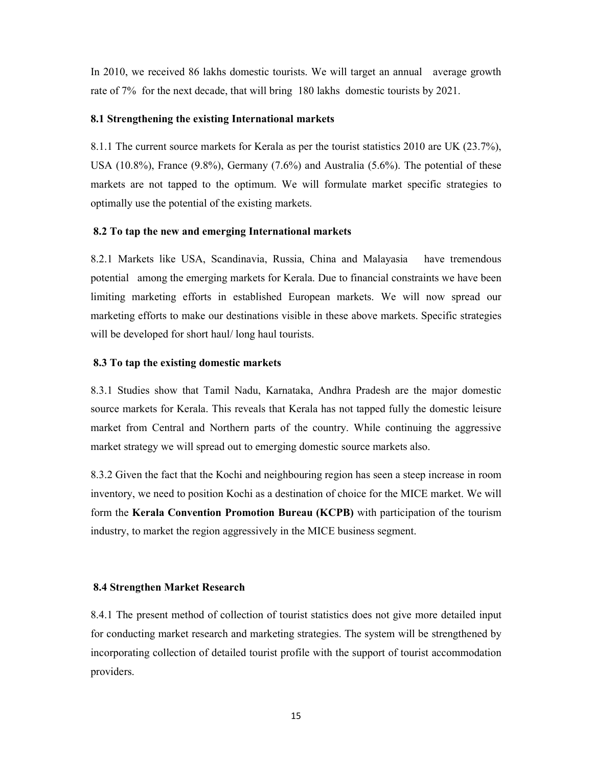In 2010, we received 86 lakhs domestic tourists. We will target an annual average growth rate of 7% for the next decade, that will bring 180 lakhs domestic tourists by 2021.

### 8.1 Strengthening the existing International markets

8.1.1 The current source markets for Kerala as per the tourist statistics 2010 are UK (23.7%), USA (10.8%), France (9.8%), Germany (7.6%) and Australia (5.6%). The potential of these markets are not tapped to the optimum. We will formulate market specific strategies to optimally use the potential of the existing markets.

### 8.2 To tap the new and emerging International markets

8.2.1 Markets like USA, Scandinavia, Russia, China and Malayasia have tremendous potential among the emerging markets for Kerala. Due to financial constraints we have been limiting marketing efforts in established European markets. We will now spread our marketing efforts to make our destinations visible in these above markets. Specific strategies will be developed for short haul/ long haul tourists.

### 8.3 To tap the existing domestic markets

8.3.1 Studies show that Tamil Nadu, Karnataka, Andhra Pradesh are the major domestic source markets for Kerala. This reveals that Kerala has not tapped fully the domestic leisure market from Central and Northern parts of the country. While continuing the aggressive market strategy we will spread out to emerging domestic source markets also.

8.3.2 Given the fact that the Kochi and neighbouring region has seen a steep increase in room inventory, we need to position Kochi as a destination of choice for the MICE market. We will form the **Kerala Convention Promotion Bureau (KCPB)** with participation of the tourism industry, to market the region aggressively in the MICE business segment.

### 8.4 Strengthen Market Research

8.4.1 The present method of collection of tourist statistics does not give more detailed input for conducting market research and marketing strategies. The system will be strengthened by incorporating collection of detailed tourist profile with the support of tourist accommodation providers.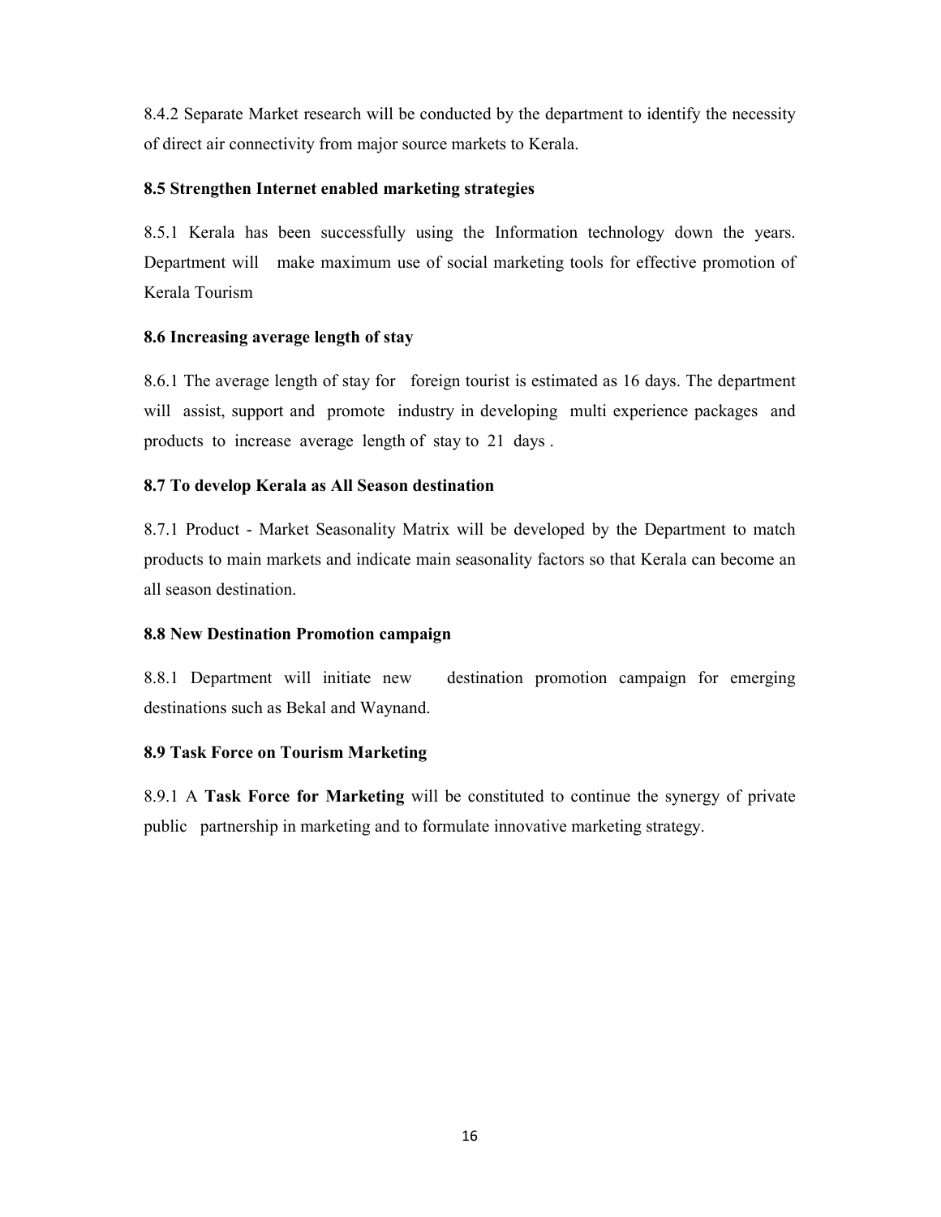8.4.2 Separate Market research will be conducted by the department to identify the necessity of direct air connectivity from major source markets to Kerala.

**8.5 Strengthen Internet enabled marketing strategies**

8.5.1 Kerala has been successfully using the Information technology down the years. Department will make maximum use of social marketing tools for effective promotion of Kerala Tourism

**8.6 Increasing average length of stay**

8.6.1 The average length of stay for foreign tourist is estimated as 16 days. The department will assist, support and promote industry in developing multi experience packages and products to increase average length of stay to 21 days .

**8.7 To develop Kerala as All Season destination**

8.7.1 Product - Market Seasonality Matrix will be developed by the Department to match products to main markets and indicate main seasonality factors so that Kerala can become an all season destination.

**8.8 New Destination Promotion campaign**

8.8.1 Department will initiate new destination promotion campaign for emerging destinations such as Bekal and Waynand.

**8.9 Task Force on Tourism Marketing**

8.9.1 A **Task Force for Marketing** will be constituted to continue the synergy of private public partnership in marketing and to formulate innovative marketing strategy.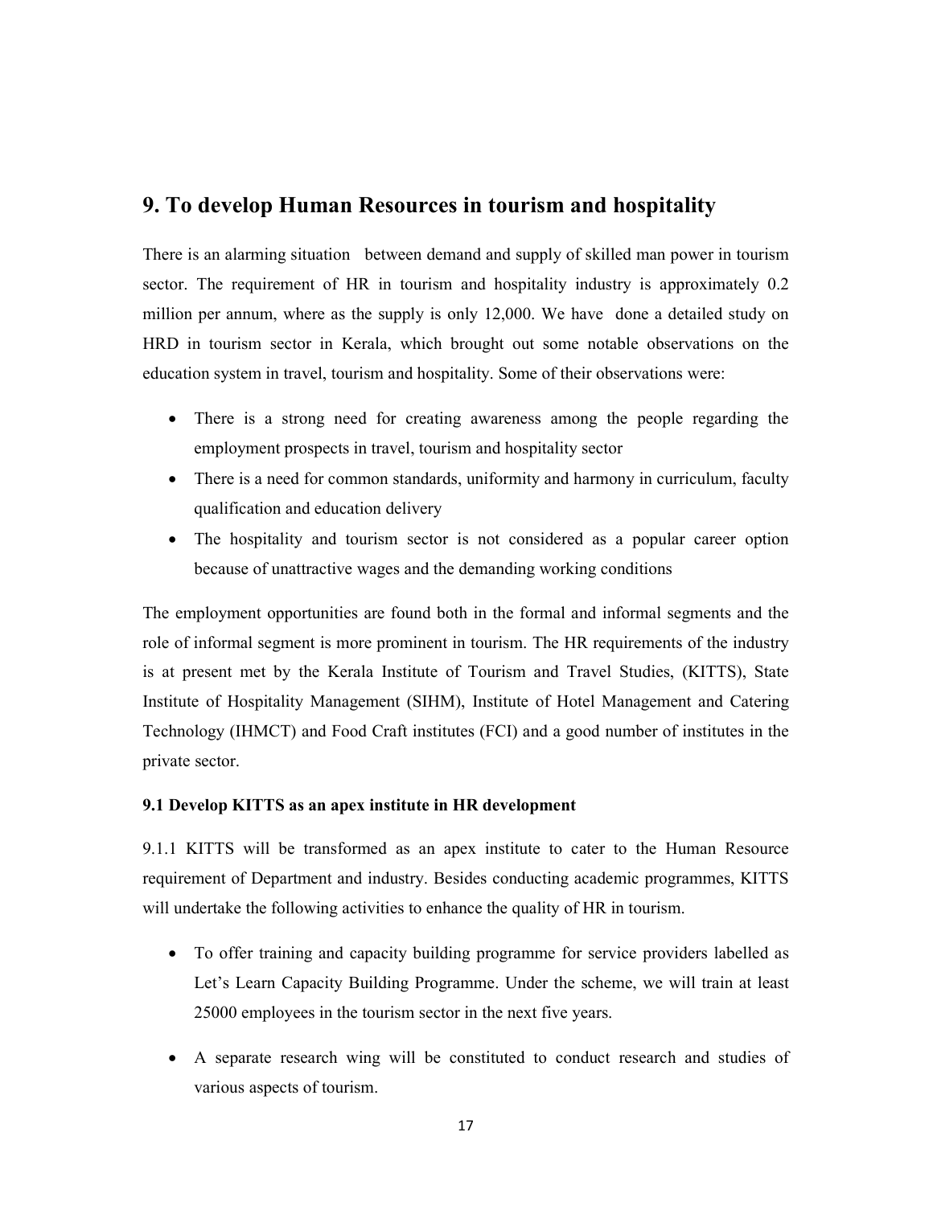## 9. To develop Human Resources in tourism and hospitality

There is an alarming situation between demand and supply of skilled man power in tourism sector. The requirement of HR in tourism and hospitality industry is approximately 0.2 million per annum, where as the supply is only 12,000. We have done a detailed study on HRD in tourism sector in Kerala, which brought out some notable observations on the education system in travel, tourism and hospitality. Some of their observations were:

- There is a strong need for creating awareness among the people regarding the employment prospects in travel, tourism and hospitality sector
- There is a need for common standards, uniformity and harmony in curriculum, faculty qualification and education delivery
- The hospitality and tourism sector is not considered as a popular career option because of unattractive wages and the demanding working conditions

The employment opportunities are found both in the formal and informal segments and the role of informal segment is more prominent in tourism. The HR requirements of the industry is at present met by the Kerala Institute of Tourism and Travel Studies, (KITTS), State Institute of Hospitality Management (SIHM), Institute of Hotel Management and Catering Technology (IHMCT) and Food Craft institutes (FCI) and a good number of institutes in the private sector.

### 9.1 Develop KITTS as an apex institute in HR development

9.1.1 KITTS will be transformed as an apex institute to cater to the Human Resource requirement of Department and industry. Besides conducting academic programmes, KITTS will undertake the following activities to enhance the quality of HR in tourism.

- To offer training and capacity building programme for service providers labelled as Let's Learn Capacity Building Programme. Under the scheme, we will train at least 25000 employees in the tourism sector in the next five years.
- A separate research wing will be constituted to conduct research and studies of various aspects of tourism.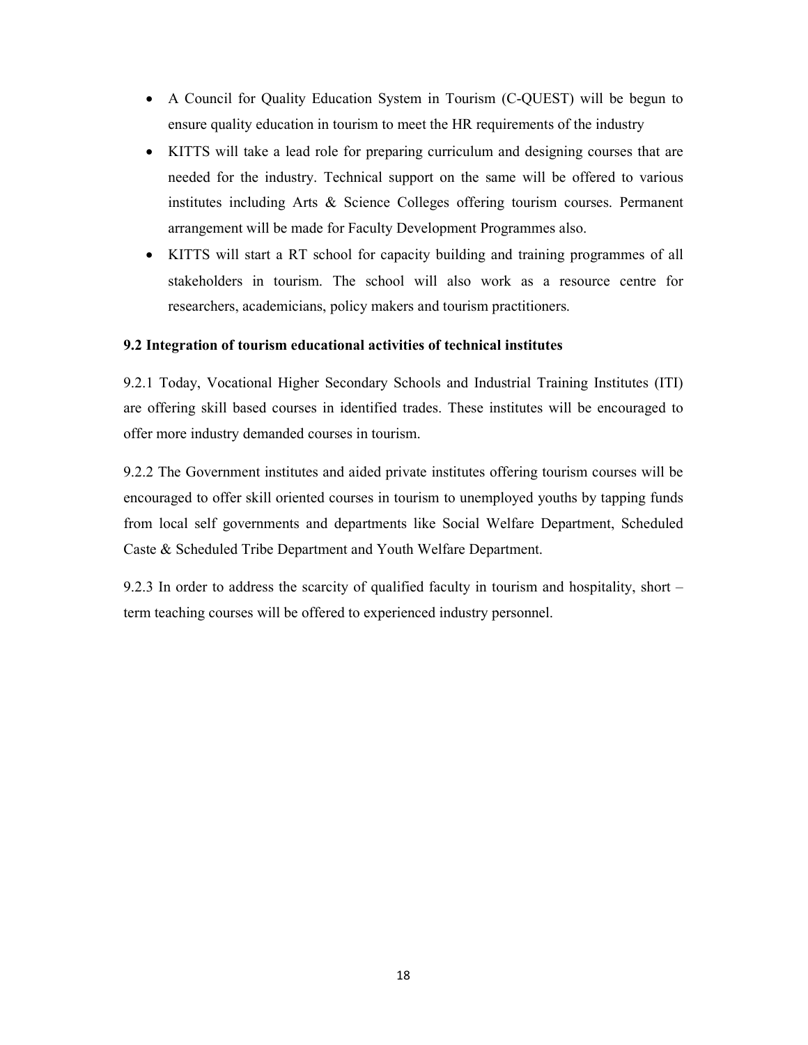- A Council for Quality Education System in Tourism (C-QUEST) will be begun to ensure quality education in tourism to meet the HR requirements of the industry
- KITTS will take a lead role for preparing curriculum and designing courses that are needed for the industry. Technical support on the same will be offered to various institutes including Arts & Science Colleges offering tourism courses. Permanent arrangement will be made for Faculty Development Programmes also.
- KITTS will start a RT school for capacity building and training programmes of all stakeholders in tourism. The school will also work as a resource centre for researchers, academicians, policy makers and tourism practitioners.

**9.2 Integration of tourism educational activities of technical institutes**

9.2.1 Today, Vocational Higher Secondary Schools and Industrial Training Institutes (ITI) are offering skill based courses in identified trades. These institutes will be encouraged to offer more industry demanded courses in tourism.

9.2.2 The Government institutes and aided private institutes offering tourism courses will be encouraged to offer skill oriented courses in tourism to unemployed youths by tapping funds from local self governments and departments like Social Welfare Department, Scheduled Caste & Scheduled Tribe Department and Youth Welfare Department.

9.2.3 In order to address the scarcity of qualified faculty in tourism and hospitality, short – term teaching courses will be offered to experienced industry personnel.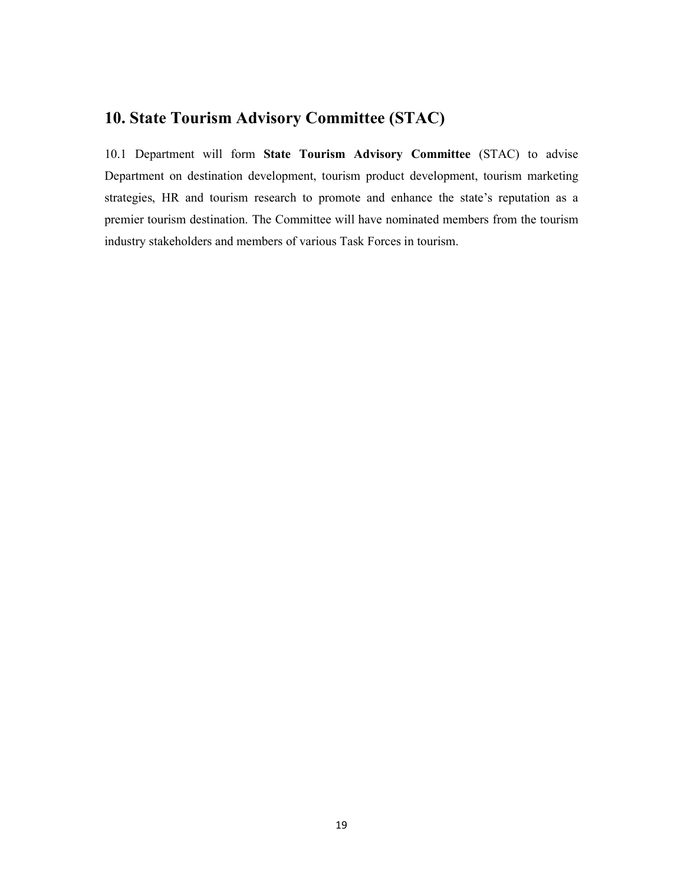## 10. State Tourism Advisory Committee (STAC)

10.1 Department will form **State Tourism Advisory Committee** (STAC) to advise Department on destination development, tourism product development, tourism marketing strategies, HR and tourism research to promote and enhance the state's reputation as a premier tourism destination. The Committee will have nominated members from the tourism industry stakeholders and members of various Task Forces in tourism.